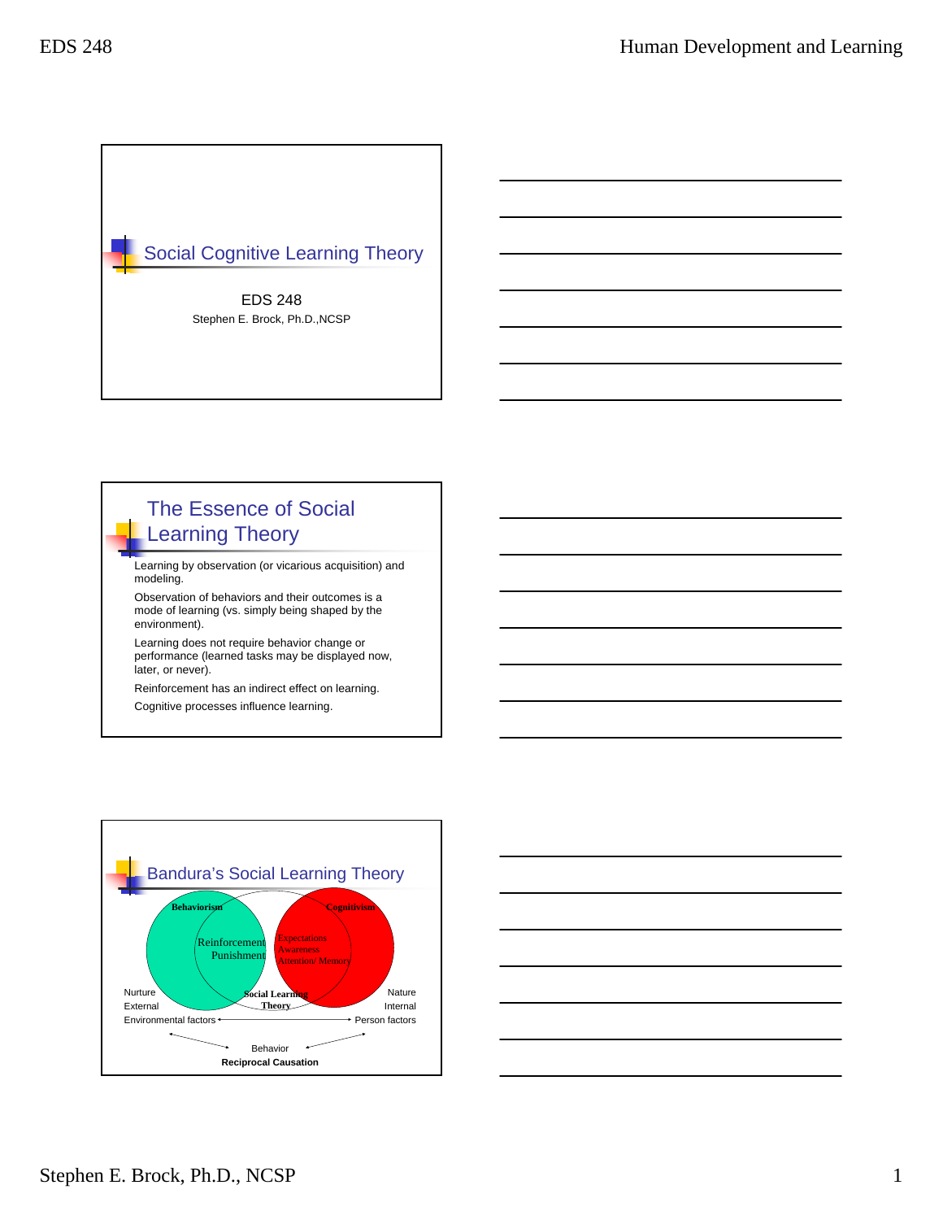# Social Cognitive Learning Theory

EDS 248

Stephen E. Brock, Ph.D.,NCSP

## The Essence of Social Learning Theory

- Learning by observation (or vicarious acquisition) and modeling.
- Observation of behaviors and their outcomes is a mode of learning (vs. simply being shaped by the environment).
- Learning does not require behavior change or performance (learned tasks may be displayed now, later, or never).
- Reinforcement has an indirect effect on learning.
- Cognitive processes influence learning.

## Bandura's Social Learning Theory

Behaviorism

Reinforcement
Punishment

Cognitivism

Expectations
Awareness
Attention/ Memory

Social Learning Theory

Nurture
External
Environmental factors ↔ Person factors

Nature
Internal

Behavior

**Reciprocal Causation**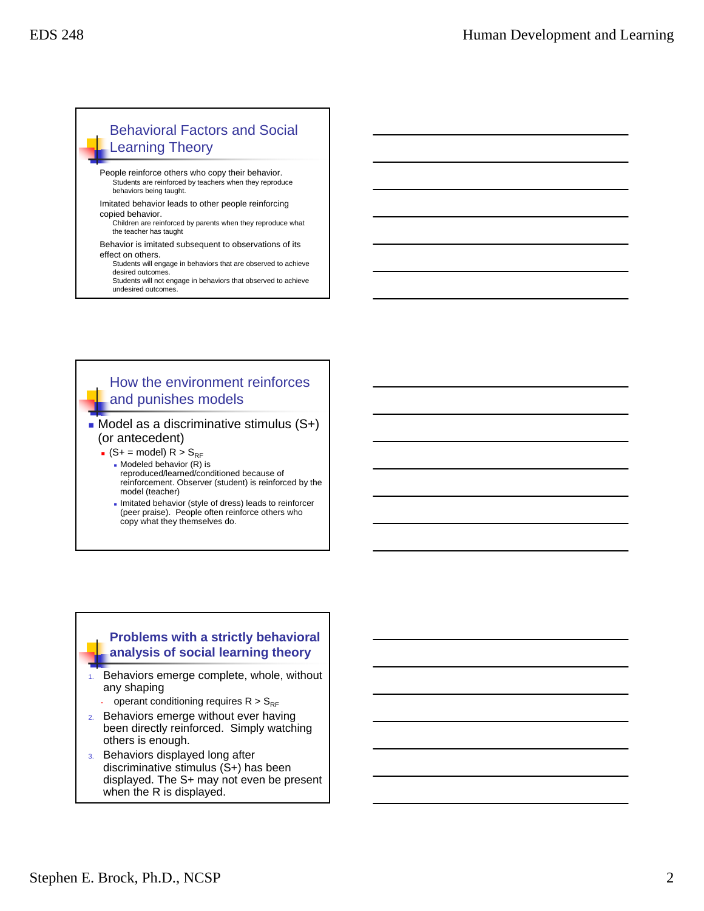## Behavioral Factors and Social Learning Theory

People reinforce others who copy their behavior.
- Students are reinforced by teachers when they reproduce behaviors being taught.

Imitated behavior leads to other people reinforcing copied behavior.
- Children are reinforced by parents when they reproduce what the teacher has taught

Behavior is imitated subsequent to observations of its effect on others.
- Students will engage in behaviors that are observed to achieve desired outcomes.
- Students will not engage in behaviors that observed to achieve undesired outcomes.

## How the environment reinforces and punishes models

- Model as a discriminative stimulus (S+) (or antecedent)
  - (S+ = model) R > $S_{RF}$
    - Modeled behavior (R) is reproduced/learned/conditioned because of reinforcement. Observer (student) is reinforced by the model (teacher)
    - Imitated behavior (style of dress) leads to reinforcer (peer praise). People often reinforce others who copy what they themselves do.

## **Problems with a strictly behavioral analysis of social learning theory**

1. Behaviors emerge complete, whole, without any shaping
   - operant conditioning requires R > $S_{RF}$
2. Behaviors emerge without ever having been directly reinforced. Simply watching others is enough.
3. Behaviors displayed long after discriminative stimulus (S+) has been displayed. The S+ may not even be present when the R is displayed.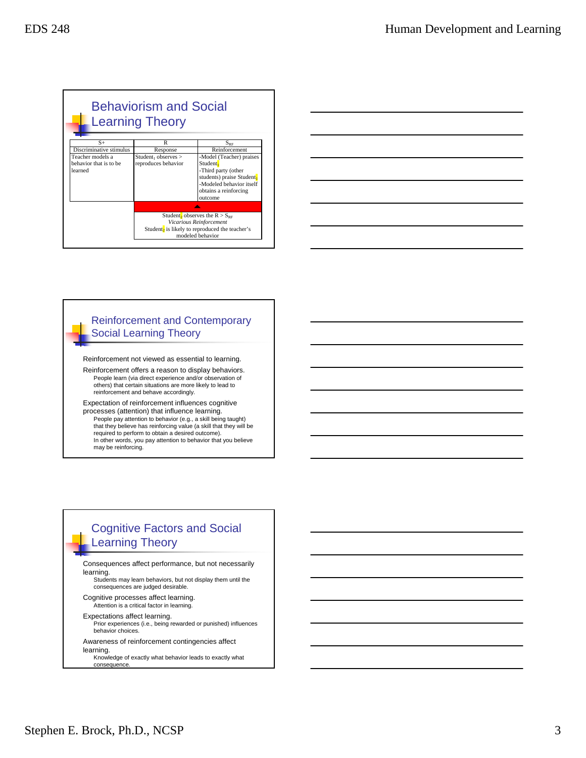## Behaviorism and Social Learning Theory

| S+ | R | $S_{RF}$ |
|---|---|---|
| Discriminative stimulus | Response | Reinforcement |
| Teacher models a behavior that is to be learned | $Student_1$ observes > reproduces behavior | -Model (Teacher) praises $Student_1$<br>-Third party (other students) praise $Student_1$<br>-Modeled behavior itself obtains a reinforcing outcome |
| | $Student_2$ observes the R > $S_{RF}$<br>*Vicarious Reinforcement*<br>$Student_2$ is likely to reproduced the teacher's modeled behavior | |

## Reinforcement and Contemporary Social Learning Theory

Reinforcement not viewed as essential to learning.

Reinforcement offers a reason to display behaviors.
- People learn (via direct experience and/or observation of others) that certain situations are more likely to lead to reinforcement and behave accordingly.

Expectation of reinforcement influences cognitive processes (attention) that influence learning.
- People pay attention to behavior (e.g., a skill being taught) that they believe has reinforcing value (a skill that they will be required to perform to obtain a desired outcome).
- In other words, you pay attention to behavior that you believe may be reinforcing.

## Cognitive Factors and Social Learning Theory

Consequences affect performance, but not necessarily learning.
- Students may learn behaviors, but not display them until the consequences are judged desirable.

Cognitive processes affect learning.
- Attention is a critical factor in learning.

Expectations affect learning.
- Prior experiences (i.e., being rewarded or punished) influences behavior choices.

Awareness of reinforcement contingencies affect learning.
- Knowledge of exactly what behavior leads to exactly what consequence.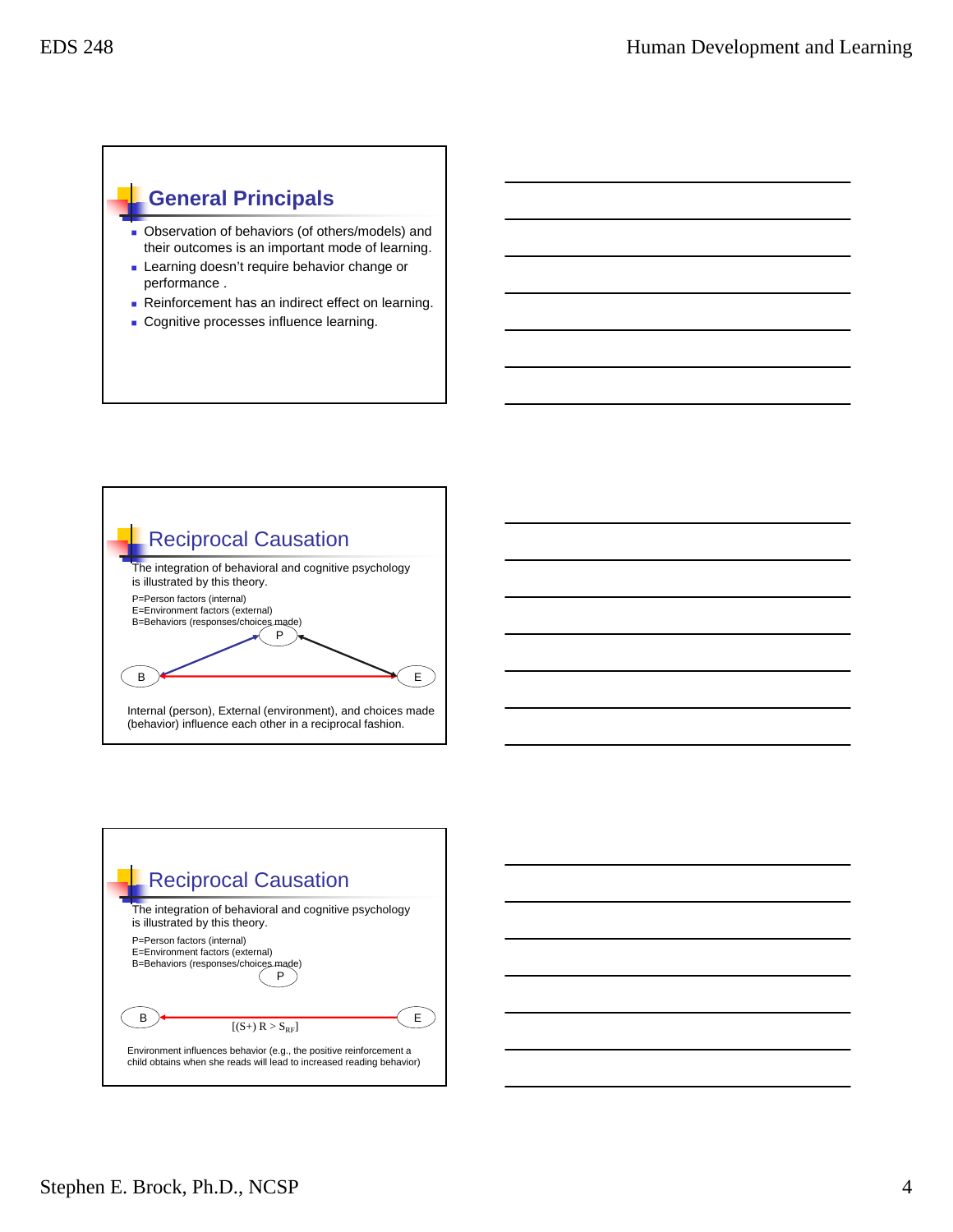## General Principals

- Observation of behaviors (of others/models) and their outcomes is an important mode of learning.
- Learning doesn't require behavior change or performance .
- Reinforcement has an indirect effect on learning.
- Cognitive processes influence learning.

## Reciprocal Causation

The integration of behavioral and cognitive psychology is illustrated by this theory.

P=Person factors (internal)
E=Environment factors (external)
B=Behaviors (responses/choices made)

P

B E

Internal (person), External (environment), and choices made (behavior) influence each other in a reciprocal fashion.

## Reciprocal Causation

The integration of behavioral and cognitive psychology is illustrated by this theory.

P=Person factors (internal)
E=Environment factors (external)
B=Behaviors (responses/choices made)

P

B E

$[(S+)\ R > S_{RF}]$

Environment influences behavior (e.g., the positive reinforcement a child obtains when she reads will lead to increased reading behavior)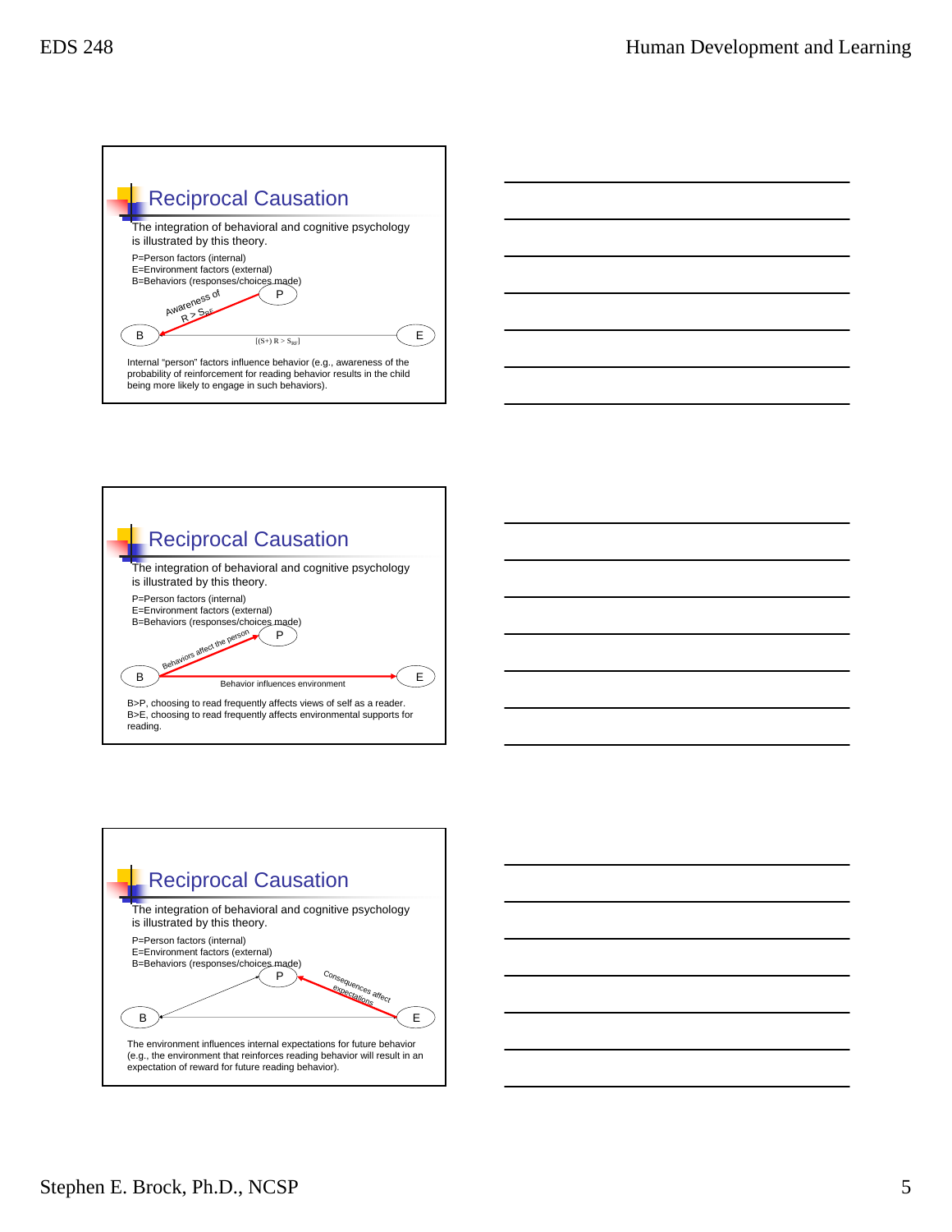## Reciprocal Causation

The integration of behavioral and cognitive psychology is illustrated by this theory.

P=Person factors (internal)
E=Environment factors (external)
B=Behaviors (responses/choices made)

P → B: Awareness of R > $S_{RF}$

B — E: [(S+) R > $S_{RF}$]

Internal "person" factors influence behavior (e.g., awareness of the probability of reinforcement for reading behavior results in the child being more likely to engage in such behaviors).

## Reciprocal Causation

The integration of behavioral and cognitive psychology is illustrated by this theory.

P=Person factors (internal)
E=Environment factors (external)
B=Behaviors (responses/choices made)

B → P: Behaviors affect the person

B → E: Behavior influences environment

B>P, choosing to read frequently affects views of self as a reader.
B>E, choosing to read frequently affects environmental supports for reading.

## Reciprocal Causation

The integration of behavioral and cognitive psychology is illustrated by this theory.

P=Person factors (internal)
E=Environment factors (external)
B=Behaviors (responses/choices made)

E → P: Consequences affect expectations

The environment influences internal expectations for future behavior (e.g., the environment that reinforces reading behavior will result in an expectation of reward for future reading behavior).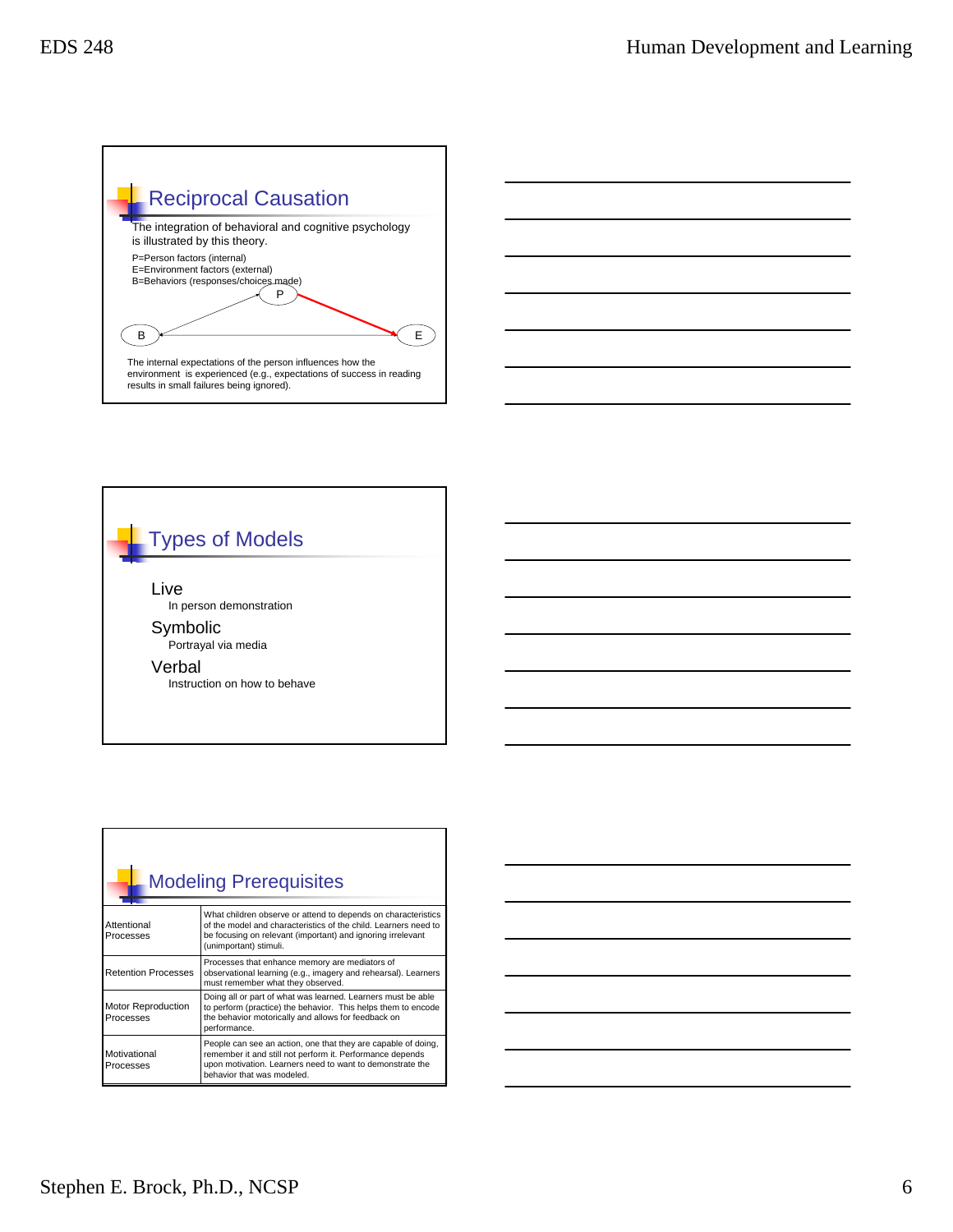## Reciprocal Causation

The integration of behavioral and cognitive psychology is illustrated by this theory.

P=Person factors (internal)
E=Environment factors (external)
B=Behaviors (responses/choices made)

P

B E

The internal expectations of the person influences how the environment is experienced (e.g., expectations of success in reading results in small failures being ignored).

## Types of Models

- Live
  - In person demonstration
- Symbolic
  - Portrayal via media
- Verbal
  - Instruction on how to behave

## Modeling Prerequisites

| | |
|---|---|
| Attentional Processes | What children observe or attend to depends on characteristics of the model and characteristics of the child. Learners need to be focusing on relevant (important) and ignoring irrelevant (unimportant) stimuli. |
| Retention Processes | Processes that enhance memory are mediators of observational learning (e.g., imagery and rehearsal). Learners must remember what they observed. |
| Motor Reproduction Processes | Doing all or part of what was learned. Learners must be able to perform (practice) the behavior. This helps them to encode the behavior motorically and allows for feedback on performance. |
| Motivational Processes | People can see an action, one that they are capable of doing, remember it and still not perform it. Performance depends upon motivation. Learners need to want to demonstrate the behavior that was modeled. |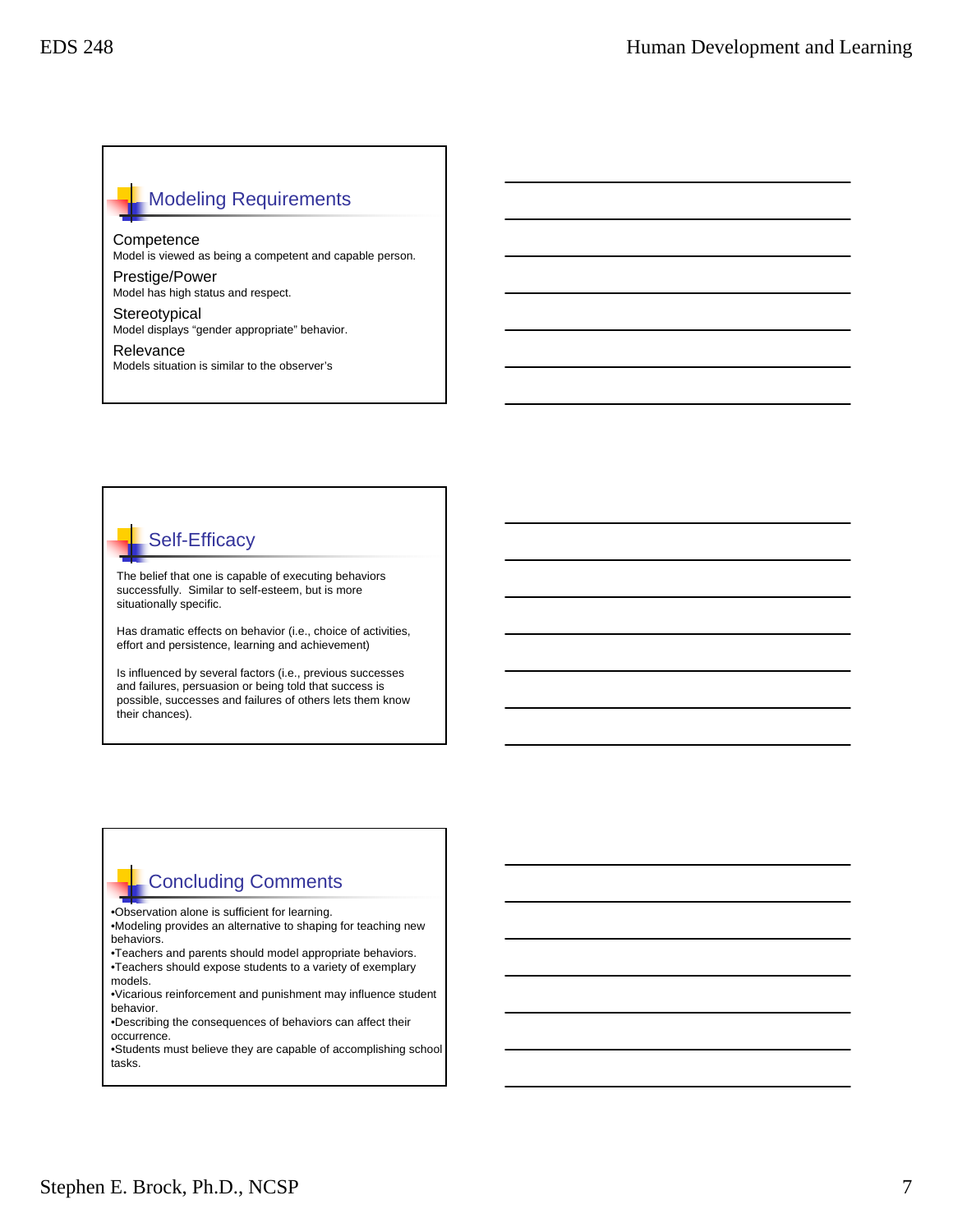## Modeling Requirements

Competence
Model is viewed as being a competent and capable person.

Prestige/Power
Model has high status and respect.

Stereotypical
Model displays "gender appropriate" behavior.

Relevance
Models situation is similar to the observer's

## Self-Efficacy

The belief that one is capable of executing behaviors successfully. Similar to self-esteem, but is more situationally specific.

Has dramatic effects on behavior (i.e., choice of activities, effort and persistence, learning and achievement)

Is influenced by several factors (i.e., previous successes and failures, persuasion or being told that success is possible, successes and failures of others lets them know their chances).

## Concluding Comments

- Observation alone is sufficient for learning.
- Modeling provides an alternative to shaping for teaching new behaviors.
- Teachers and parents should model appropriate behaviors.
- Teachers should expose students to a variety of exemplary models.
- Vicarious reinforcement and punishment may influence student behavior.
- Describing the consequences of behaviors can affect their occurrence.
- Students must believe they are capable of accomplishing school tasks.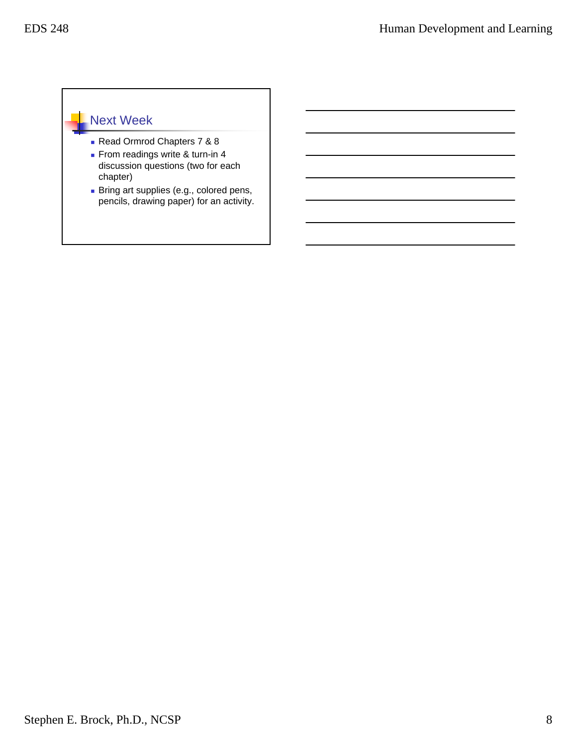## Next Week

- Read Ormrod Chapters 7 & 8
- From readings write & turn-in 4 discussion questions (two for each chapter)
- Bring art supplies (e.g., colored pens, pencils, drawing paper) for an activity.